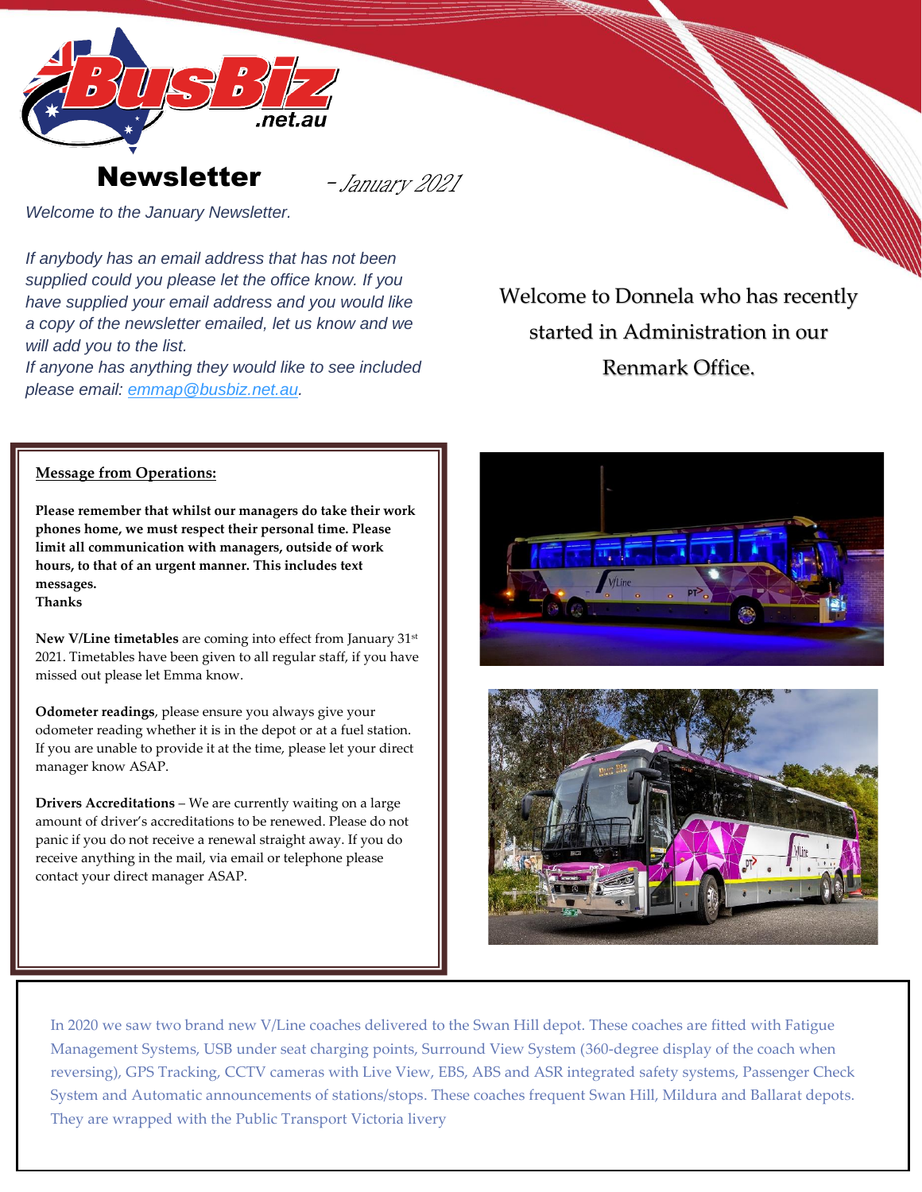# Newsletter - January 2021

*Welcome to the January Newsletter.*

*If anybody has an email address that has not been supplied could you please let the office know. If you have supplied your email address and you would like a copy of the newsletter emailed, let us know and we will add you to the list.*
*If anyone has anything they would like to see included please email: emmap@busbiz.net.au.*

Welcome to Donnela who has recently started in Administration in our Renmark Office.

**Message from Operations:**

**Please remember that whilst our managers do take their work phones home, we must respect their personal time. Please limit all communication with managers, outside of work hours, to that of an urgent manner. This includes text messages.**
**Thanks**

**New V/Line timetables** are coming into effect from January 31st 2021. Timetables have been given to all regular staff, if you have missed out please let Emma know.

**Odometer readings**, please ensure you always give your odometer reading whether it is in the depot or at a fuel station. If you are unable to provide it at the time, please let your direct manager know ASAP.

**Drivers Accreditations** – We are currently waiting on a large amount of driver's accreditations to be renewed. Please do not panic if you do not receive a renewal straight away. If you do receive anything in the mail, via email or telephone please contact your direct manager ASAP.

In 2020 we saw two brand new V/Line coaches delivered to the Swan Hill depot. These coaches are fitted with Fatigue Management Systems, USB under seat charging points, Surround View System (360-degree display of the coach when reversing), GPS Tracking, CCTV cameras with Live View, EBS, ABS and ASR integrated safety systems, Passenger Check System and Automatic announcements of stations/stops. These coaches frequent Swan Hill, Mildura and Ballarat depots. They are wrapped with the Public Transport Victoria livery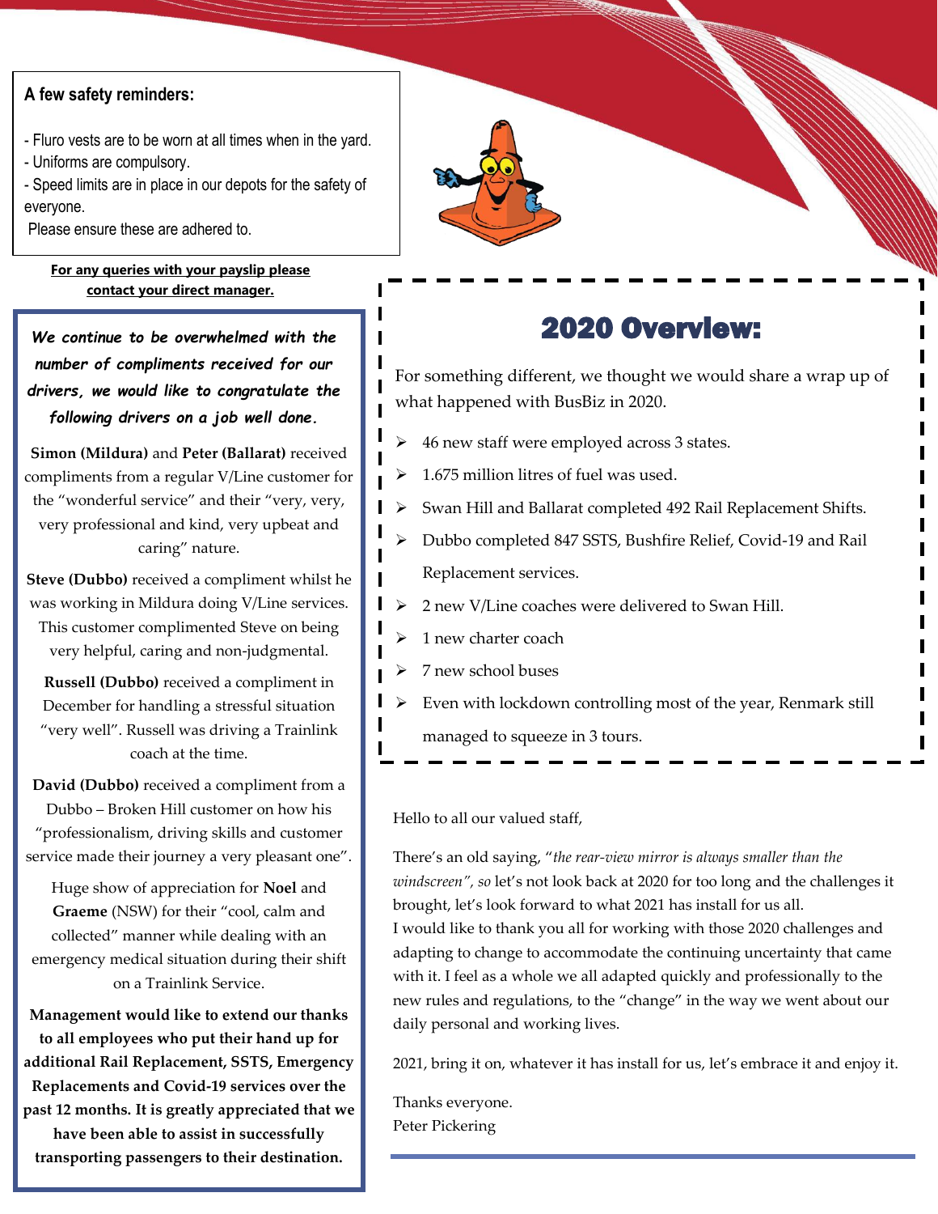**A few safety reminders:**

- Fluro vests are to be worn at all times when in the yard.
- Uniforms are compulsory.
- Speed limits are in place in our depots for the safety of everyone.

Please ensure these are adhered to.

**For any queries with your payslip please contact your direct manager.**

***We continue to be overwhelmed with the number of compliments received for our drivers, we would like to congratulate the following drivers on a job well done.***

**Simon (Mildura)** and **Peter (Ballarat)** received compliments from a regular V/Line customer for the "wonderful service" and their "very, very, very professional and kind, very upbeat and caring" nature.

**Steve (Dubbo)** received a compliment whilst he was working in Mildura doing V/Line services. This customer complimented Steve on being very helpful, caring and non-judgmental.

**Russell (Dubbo)** received a compliment in December for handling a stressful situation "very well". Russell was driving a Trainlink coach at the time.

**David (Dubbo)** received a compliment from a Dubbo – Broken Hill customer on how his "professionalism, driving skills and customer service made their journey a very pleasant one".

Huge show of appreciation for **Noel** and **Graeme** (NSW) for their "cool, calm and collected" manner while dealing with an emergency medical situation during their shift on a Trainlink Service.

**Management would like to extend our thanks to all employees who put their hand up for additional Rail Replacement, SSTS, Emergency Replacements and Covid-19 services over the past 12 months. It is greatly appreciated that we have been able to assist in successfully transporting passengers to their destination.**

## 2020 Overview:

For something different, we thought we would share a wrap up of what happened with BusBiz in 2020.

- 46 new staff were employed across 3 states.
- 1.675 million litres of fuel was used.
- Swan Hill and Ballarat completed 492 Rail Replacement Shifts.
- Dubbo completed 847 SSTS, Bushfire Relief, Covid-19 and Rail Replacement services.
- 2 new V/Line coaches were delivered to Swan Hill.
- 1 new charter coach
- 7 new school buses
- Even with lockdown controlling most of the year, Renmark still managed to squeeze in 3 tours.

Hello to all our valued staff,

There's an old saying, "*the rear-view mirror is always smaller than the windscreen", so* let's not look back at 2020 for too long and the challenges it brought, let's look forward to what 2021 has install for us all.
I would like to thank you all for working with those 2020 challenges and adapting to change to accommodate the continuing uncertainty that came with it. I feel as a whole we all adapted quickly and professionally to the new rules and regulations, to the "change" in the way we went about our daily personal and working lives.

2021, bring it on, whatever it has install for us, let's embrace it and enjoy it.

Thanks everyone.
Peter Pickering